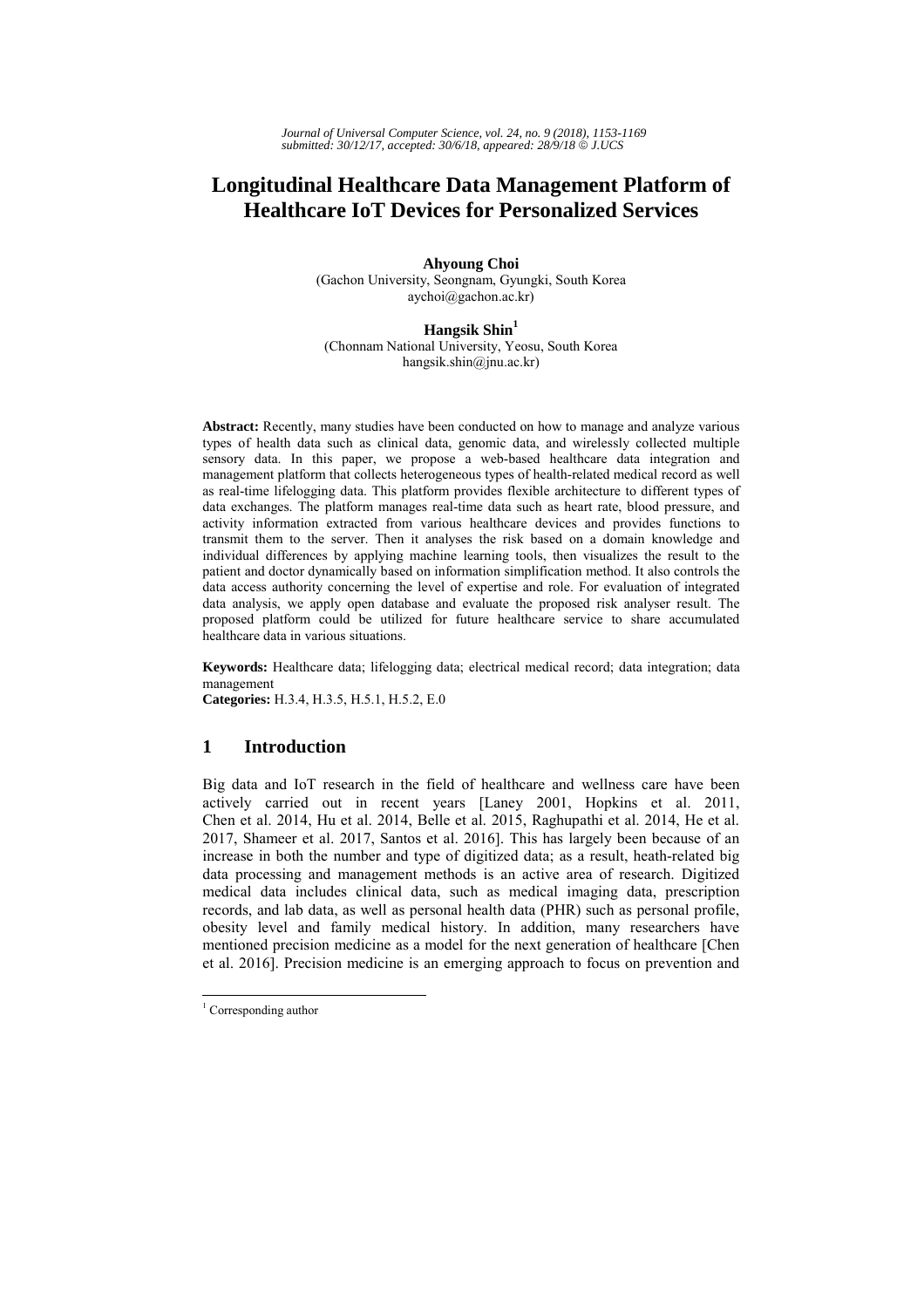# Longitudinal Healthcare Data Management Platform of Healthcare IoT Devices for Personalized Services

**Ahyoung Choi**
(Gachon University, Seongnam, Gyungki, South Korea
aychoi@gachon.ac.kr)

**Hangsik Shin**[1]
(Chonnam National University, Yeosu, South Korea
hangsik.shin@jnu.ac.kr)

**Abstract:** Recently, many studies have been conducted on how to manage and analyze various types of health data such as clinical data, genomic data, and wirelessly collected multiple sensory data. In this paper, we propose a web-based healthcare data integration and management platform that collects heterogeneous types of health-related medical record as well as real-time lifelogging data. This platform provides flexible architecture to different types of data exchanges. The platform manages real-time data such as heart rate, blood pressure, and activity information extracted from various healthcare devices and provides functions to transmit them to the server. Then it analyses the risk based on a domain knowledge and individual differences by applying machine learning tools, then visualizes the result to the patient and doctor dynamically based on information simplification method. It also controls the data access authority concerning the level of expertise and role. For evaluation of integrated data analysis, we apply open database and evaluate the proposed risk analyser result. The proposed platform could be utilized for future healthcare service to share accumulated healthcare data in various situations.

**Keywords:** Healthcare data; lifelogging data; electrical medical record; data integration; data management

**Categories:** H.3.4, H.3.5, H.5.1, H.5.2, E.0

## 1 Introduction

Big data and IoT research in the field of healthcare and wellness care have been actively carried out in recent years [Laney 2001, Hopkins et al. 2011, Chen et al. 2014, Hu et al. 2014, Belle et al. 2015, Raghupathi et al. 2014, He et al. 2017, Shameer et al. 2017, Santos et al. 2016]. This has largely been because of an increase in both the number and type of digitized data; as a result, heath-related big data processing and management methods is an active area of research. Digitized medical data includes clinical data, such as medical imaging data, prescription records, and lab data, as well as personal health data (PHR) such as personal profile, obesity level and family medical history. In addition, many researchers have mentioned precision medicine as a model for the next generation of healthcare [Chen et al. 2016]. Precision medicine is an emerging approach to focus on prevention and

[1] Corresponding author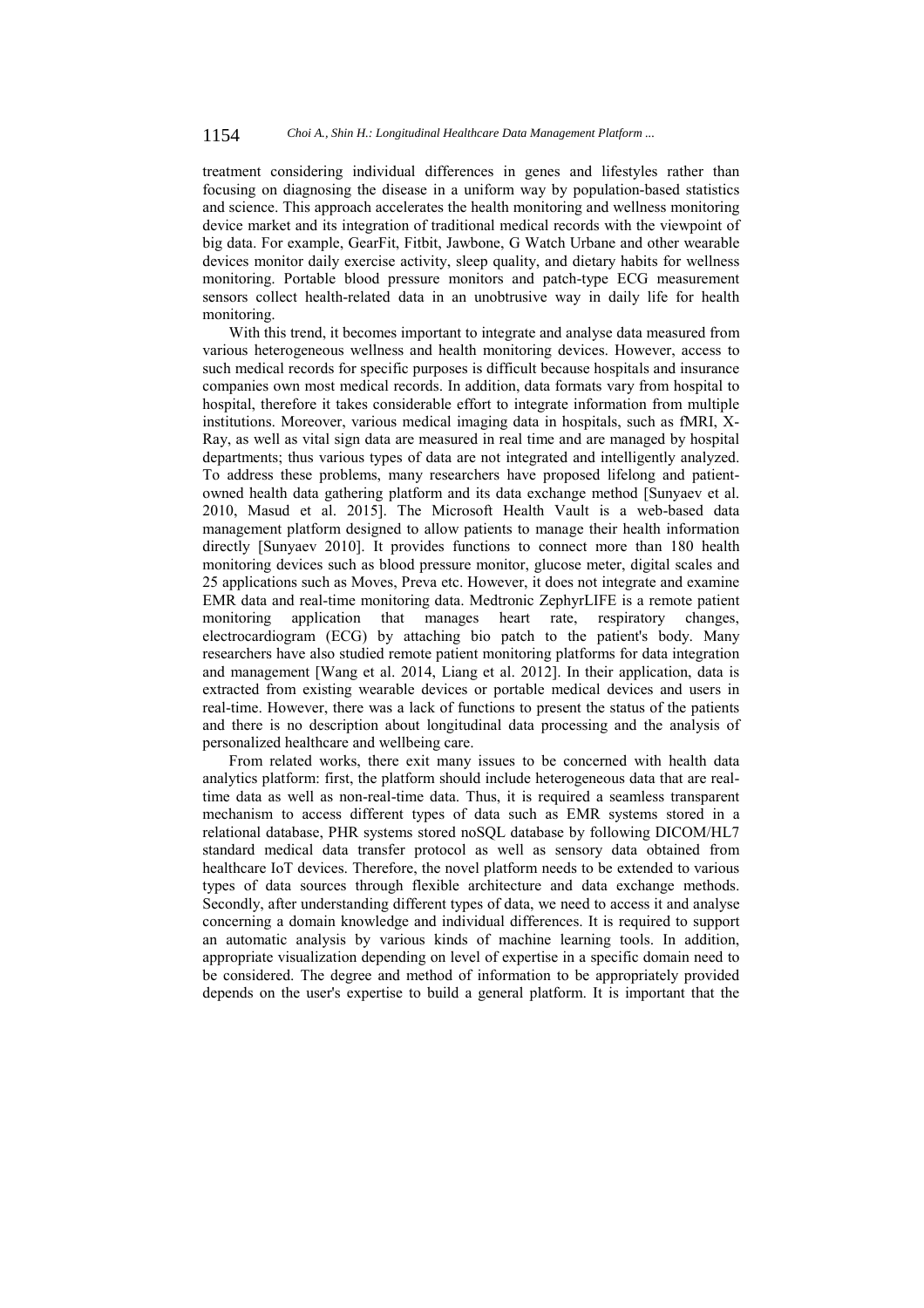treatment considering individual differences in genes and lifestyles rather than focusing on diagnosing the disease in a uniform way by population-based statistics and science. This approach accelerates the health monitoring and wellness monitoring device market and its integration of traditional medical records with the viewpoint of big data. For example, GearFit, Fitbit, Jawbone, G Watch Urbane and other wearable devices monitor daily exercise activity, sleep quality, and dietary habits for wellness monitoring. Portable blood pressure monitors and patch-type ECG measurement sensors collect health-related data in an unobtrusive way in daily life for health monitoring.

With this trend, it becomes important to integrate and analyse data measured from various heterogeneous wellness and health monitoring devices. However, access to such medical records for specific purposes is difficult because hospitals and insurance companies own most medical records. In addition, data formats vary from hospital to hospital, therefore it takes considerable effort to integrate information from multiple institutions. Moreover, various medical imaging data in hospitals, such as fMRI, X-Ray, as well as vital sign data are measured in real time and are managed by hospital departments; thus various types of data are not integrated and intelligently analyzed. To address these problems, many researchers have proposed lifelong and patient-owned health data gathering platform and its data exchange method [Sunyaev et al. 2010, Masud et al. 2015]. The Microsoft Health Vault is a web-based data management platform designed to allow patients to manage their health information directly [Sunyaev 2010]. It provides functions to connect more than 180 health monitoring devices such as blood pressure monitor, glucose meter, digital scales and 25 applications such as Moves, Preva etc. However, it does not integrate and examine EMR data and real-time monitoring data. Medtronic ZephyrLIFE is a remote patient monitoring application that manages heart rate, respiratory changes, electrocardiogram (ECG) by attaching bio patch to the patient's body. Many researchers have also studied remote patient monitoring platforms for data integration and management [Wang et al. 2014, Liang et al. 2012]. In their application, data is extracted from existing wearable devices or portable medical devices and users in real-time. However, there was a lack of functions to present the status of the patients and there is no description about longitudinal data processing and the analysis of personalized healthcare and wellbeing care.

From related works, there exit many issues to be concerned with health data analytics platform: first, the platform should include heterogeneous data that are real-time data as well as non-real-time data. Thus, it is required a seamless transparent mechanism to access different types of data such as EMR systems stored in a relational database, PHR systems stored noSQL database by following DICOM/HL7 standard medical data transfer protocol as well as sensory data obtained from healthcare IoT devices. Therefore, the novel platform needs to be extended to various types of data sources through flexible architecture and data exchange methods. Secondly, after understanding different types of data, we need to access it and analyse concerning a domain knowledge and individual differences. It is required to support an automatic analysis by various kinds of machine learning tools. In addition, appropriate visualization depending on level of expertise in a specific domain need to be considered. The degree and method of information to be appropriately provided depends on the user's expertise to build a general platform. It is important that the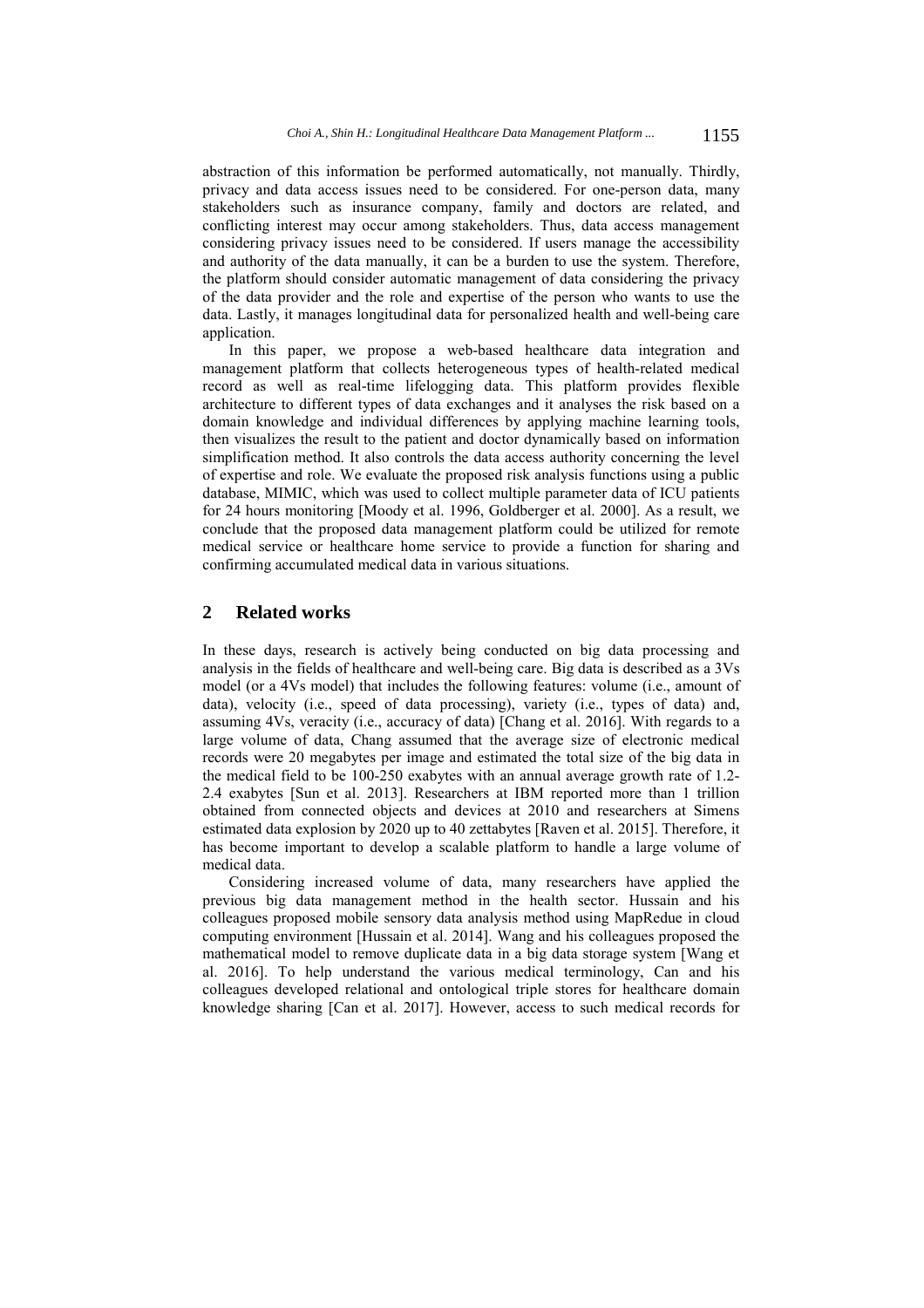abstraction of this information be performed automatically, not manually. Thirdly, privacy and data access issues need to be considered. For one-person data, many stakeholders such as insurance company, family and doctors are related, and conflicting interest may occur among stakeholders. Thus, data access management considering privacy issues need to be considered. If users manage the accessibility and authority of the data manually, it can be a burden to use the system. Therefore, the platform should consider automatic management of data considering the privacy of the data provider and the role and expertise of the person who wants to use the data. Lastly, it manages longitudinal data for personalized health and well-being care application.

In this paper, we propose a web-based healthcare data integration and management platform that collects heterogeneous types of health-related medical record as well as real-time lifelogging data. This platform provides flexible architecture to different types of data exchanges and it analyses the risk based on a domain knowledge and individual differences by applying machine learning tools, then visualizes the result to the patient and doctor dynamically based on information simplification method. It also controls the data access authority concerning the level of expertise and role. We evaluate the proposed risk analysis functions using a public database, MIMIC, which was used to collect multiple parameter data of ICU patients for 24 hours monitoring [Moody et al. 1996, Goldberger et al. 2000]. As a result, we conclude that the proposed data management platform could be utilized for remote medical service or healthcare home service to provide a function for sharing and confirming accumulated medical data in various situations.

## 2 Related works

In these days, research is actively being conducted on big data processing and analysis in the fields of healthcare and well-being care. Big data is described as a 3Vs model (or a 4Vs model) that includes the following features: volume (i.e., amount of data), velocity (i.e., speed of data processing), variety (i.e., types of data) and, assuming 4Vs, veracity (i.e., accuracy of data) [Chang et al. 2016]. With regards to a large volume of data, Chang assumed that the average size of electronic medical records were 20 megabytes per image and estimated the total size of the big data in the medical field to be 100-250 exabytes with an annual average growth rate of 1.2-2.4 exabytes [Sun et al. 2013]. Researchers at IBM reported more than 1 trillion obtained from connected objects and devices at 2010 and researchers at Simens estimated data explosion by 2020 up to 40 zettabytes [Raven et al. 2015]. Therefore, it has become important to develop a scalable platform to handle a large volume of medical data.

Considering increased volume of data, many researchers have applied the previous big data management method in the health sector. Hussain and his colleagues proposed mobile sensory data analysis method using MapRedue in cloud computing environment [Hussain et al. 2014]. Wang and his colleagues proposed the mathematical model to remove duplicate data in a big data storage system [Wang et al. 2016]. To help understand the various medical terminology, Can and his colleagues developed relational and ontological triple stores for healthcare domain knowledge sharing [Can et al. 2017]. However, access to such medical records for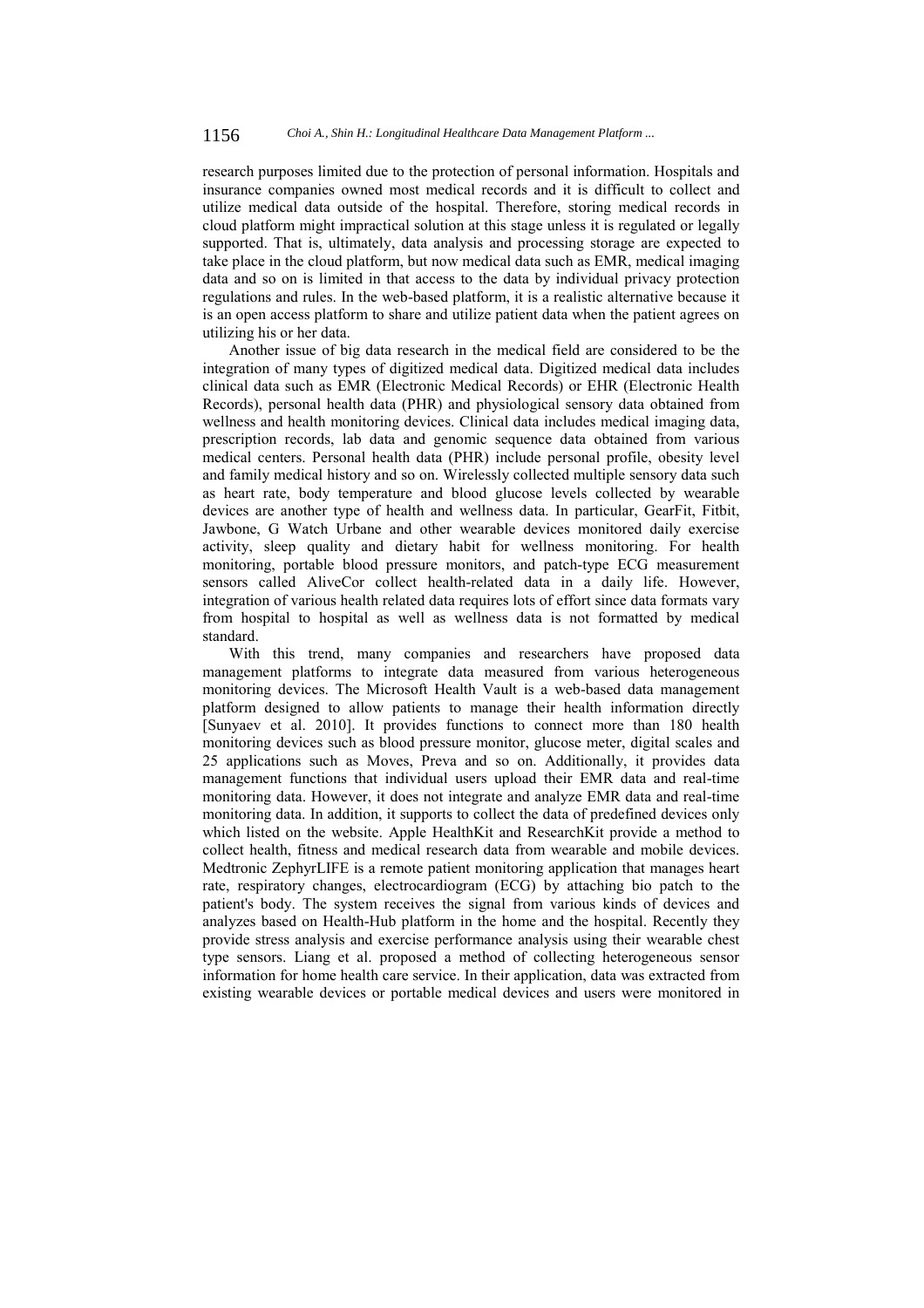research purposes limited due to the protection of personal information. Hospitals and insurance companies owned most medical records and it is difficult to collect and utilize medical data outside of the hospital. Therefore, storing medical records in cloud platform might impractical solution at this stage unless it is regulated or legally supported. That is, ultimately, data analysis and processing storage are expected to take place in the cloud platform, but now medical data such as EMR, medical imaging data and so on is limited in that access to the data by individual privacy protection regulations and rules. In the web-based platform, it is a realistic alternative because it is an open access platform to share and utilize patient data when the patient agrees on utilizing his or her data.

Another issue of big data research in the medical field are considered to be the integration of many types of digitized medical data. Digitized medical data includes clinical data such as EMR (Electronic Medical Records) or EHR (Electronic Health Records), personal health data (PHR) and physiological sensory data obtained from wellness and health monitoring devices. Clinical data includes medical imaging data, prescription records, lab data and genomic sequence data obtained from various medical centers. Personal health data (PHR) include personal profile, obesity level and family medical history and so on. Wirelessly collected multiple sensory data such as heart rate, body temperature and blood glucose levels collected by wearable devices are another type of health and wellness data. In particular, GearFit, Fitbit, Jawbone, G Watch Urbane and other wearable devices monitored daily exercise activity, sleep quality and dietary habit for wellness monitoring. For health monitoring, portable blood pressure monitors, and patch-type ECG measurement sensors called AliveCor collect health-related data in a daily life. However, integration of various health related data requires lots of effort since data formats vary from hospital to hospital as well as wellness data is not formatted by medical standard.

With this trend, many companies and researchers have proposed data management platforms to integrate data measured from various heterogeneous monitoring devices. The Microsoft Health Vault is a web-based data management platform designed to allow patients to manage their health information directly [Sunyaev et al. 2010]. It provides functions to connect more than 180 health monitoring devices such as blood pressure monitor, glucose meter, digital scales and 25 applications such as Moves, Preva and so on. Additionally, it provides data management functions that individual users upload their EMR data and real-time monitoring data. However, it does not integrate and analyze EMR data and real-time monitoring data. In addition, it supports to collect the data of predefined devices only which listed on the website. Apple HealthKit and ResearchKit provide a method to collect health, fitness and medical research data from wearable and mobile devices. Medtronic ZephyrLIFE is a remote patient monitoring application that manages heart rate, respiratory changes, electrocardiogram (ECG) by attaching bio patch to the patient's body. The system receives the signal from various kinds of devices and analyzes based on Health-Hub platform in the home and the hospital. Recently they provide stress analysis and exercise performance analysis using their wearable chest type sensors. Liang et al. proposed a method of collecting heterogeneous sensor information for home health care service. In their application, data was extracted from existing wearable devices or portable medical devices and users were monitored in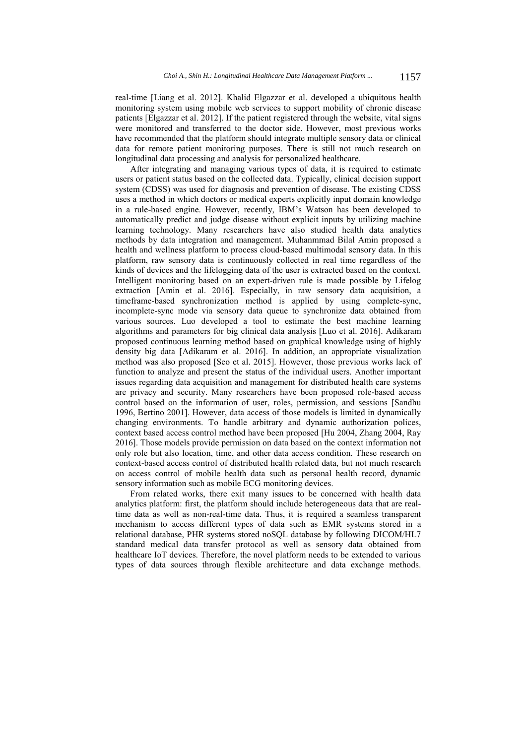real-time [Liang et al. 2012]. Khalid Elgazzar et al. developed a ubiquitous health monitoring system using mobile web services to support mobility of chronic disease patients [Elgazzar et al. 2012]. If the patient registered through the website, vital signs were monitored and transferred to the doctor side. However, most previous works have recommended that the platform should integrate multiple sensory data or clinical data for remote patient monitoring purposes. There is still not much research on longitudinal data processing and analysis for personalized healthcare.

After integrating and managing various types of data, it is required to estimate users or patient status based on the collected data. Typically, clinical decision support system (CDSS) was used for diagnosis and prevention of disease. The existing CDSS uses a method in which doctors or medical experts explicitly input domain knowledge in a rule-based engine. However, recently, IBM's Watson has been developed to automatically predict and judge disease without explicit inputs by utilizing machine learning technology. Many researchers have also studied health data analytics methods by data integration and management. Muhanmmad Bilal Amin proposed a health and wellness platform to process cloud-based multimodal sensory data. In this platform, raw sensory data is continuously collected in real time regardless of the kinds of devices and the lifelogging data of the user is extracted based on the context. Intelligent monitoring based on an expert-driven rule is made possible by Lifelog extraction [Amin et al. 2016]. Especially, in raw sensory data acquisition, a timeframe-based synchronization method is applied by using complete-sync, incomplete-sync mode via sensory data queue to synchronize data obtained from various sources. Luo developed a tool to estimate the best machine learning algorithms and parameters for big clinical data analysis [Luo et al. 2016]. Adikaram proposed continuous learning method based on graphical knowledge using of highly density big data [Adikaram et al. 2016]. In addition, an appropriate visualization method was also proposed [Seo et al. 2015]. However, those previous works lack of function to analyze and present the status of the individual users. Another important issues regarding data acquisition and management for distributed health care systems are privacy and security. Many researchers have been proposed role-based access control based on the information of user, roles, permission, and sessions [Sandhu 1996, Bertino 2001]. However, data access of those models is limited in dynamically changing environments. To handle arbitrary and dynamic authorization polices, context based access control method have been proposed [Hu 2004, Zhang 2004, Ray 2016]. Those models provide permission on data based on the context information not only role but also location, time, and other data access condition. These research on context-based access control of distributed health related data, but not much research on access control of mobile health data such as personal health record, dynamic sensory information such as mobile ECG monitoring devices.

From related works, there exit many issues to be concerned with health data analytics platform: first, the platform should include heterogeneous data that are real-time data as well as non-real-time data. Thus, it is required a seamless transparent mechanism to access different types of data such as EMR systems stored in a relational database, PHR systems stored noSQL database by following DICOM/HL7 standard medical data transfer protocol as well as sensory data obtained from healthcare IoT devices. Therefore, the novel platform needs to be extended to various types of data sources through flexible architecture and data exchange methods.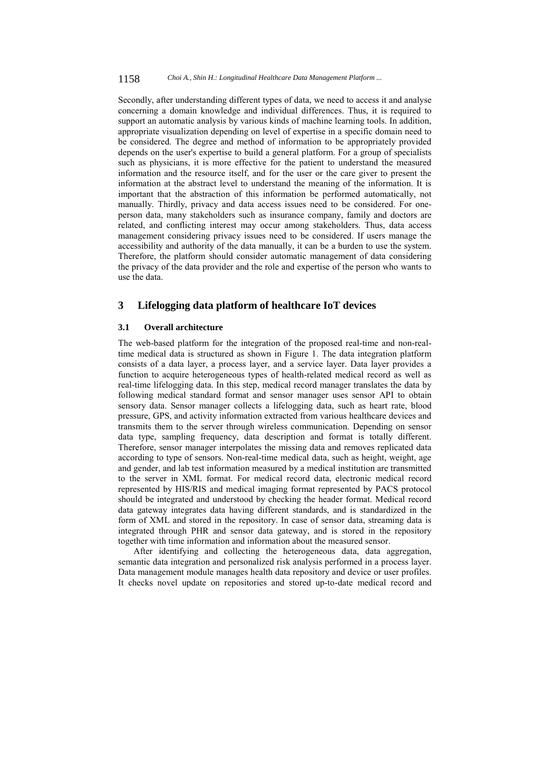Secondly, after understanding different types of data, we need to access it and analyse concerning a domain knowledge and individual differences. Thus, it is required to support an automatic analysis by various kinds of machine learning tools. In addition, appropriate visualization depending on level of expertise in a specific domain need to be considered. The degree and method of information to be appropriately provided depends on the user's expertise to build a general platform. For a group of specialists such as physicians, it is more effective for the patient to understand the measured information and the resource itself, and for the user or the care giver to present the information at the abstract level to understand the meaning of the information. It is important that the abstraction of this information be performed automatically, not manually. Thirdly, privacy and data access issues need to be considered. For one-person data, many stakeholders such as insurance company, family and doctors are related, and conflicting interest may occur among stakeholders. Thus, data access management considering privacy issues need to be considered. If users manage the accessibility and authority of the data manually, it can be a burden to use the system. Therefore, the platform should consider automatic management of data considering the privacy of the data provider and the role and expertise of the person who wants to use the data.

## 3 Lifelogging data platform of healthcare IoT devices

### 3.1 Overall architecture

The web-based platform for the integration of the proposed real-time and non-real-time medical data is structured as shown in Figure 1. The data integration platform consists of a data layer, a process layer, and a service layer. Data layer provides a function to acquire heterogeneous types of health-related medical record as well as real-time lifelogging data. In this step, medical record manager translates the data by following medical standard format and sensor manager uses sensor API to obtain sensory data. Sensor manager collects a lifelogging data, such as heart rate, blood pressure, GPS, and activity information extracted from various healthcare devices and transmits them to the server through wireless communication. Depending on sensor data type, sampling frequency, data description and format is totally different. Therefore, sensor manager interpolates the missing data and removes replicated data according to type of sensors. Non-real-time medical data, such as height, weight, age and gender, and lab test information measured by a medical institution are transmitted to the server in XML format. For medical record data, electronic medical record represented by HIS/RIS and medical imaging format represented by PACS protocol should be integrated and understood by checking the header format. Medical record data gateway integrates data having different standards, and is standardized in the form of XML and stored in the repository. In case of sensor data, streaming data is integrated through PHR and sensor data gateway, and is stored in the repository together with time information and information about the measured sensor.

After identifying and collecting the heterogeneous data, data aggregation, semantic data integration and personalized risk analysis performed in a process layer. Data management module manages health data repository and device or user profiles. It checks novel update on repositories and stored up-to-date medical record and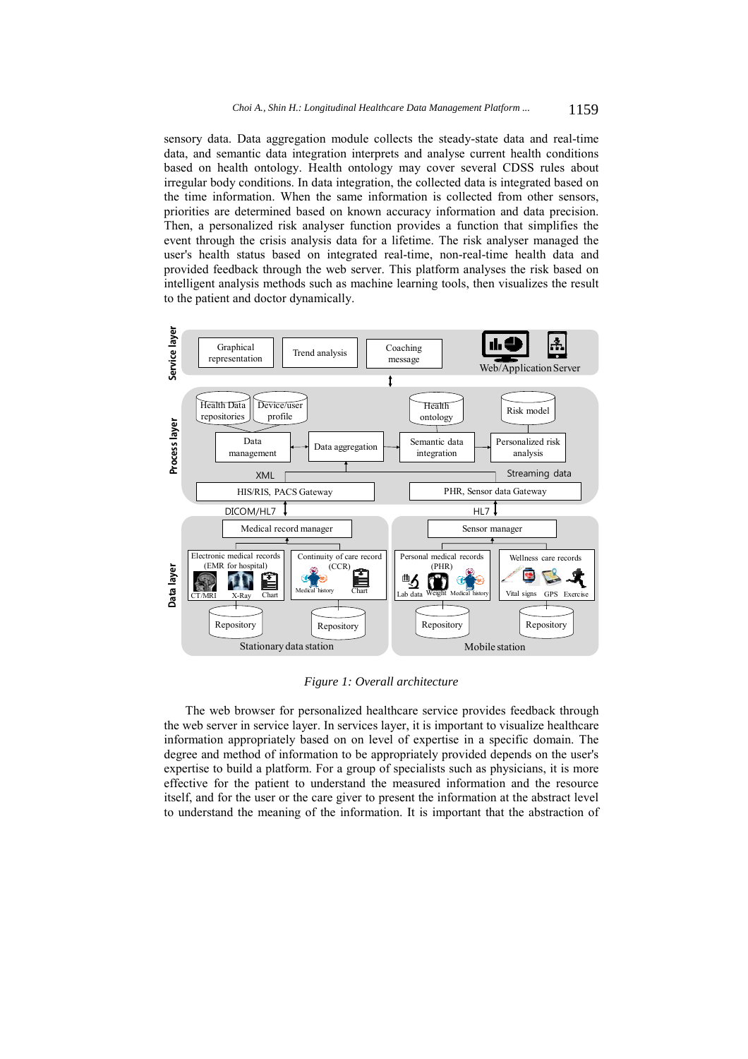sensory data. Data aggregation module collects the steady-state data and real-time data, and semantic data integration interprets and analyse current health conditions based on health ontology. Health ontology may cover several CDSS rules about irregular body conditions. In data integration, the collected data is integrated based on the time information. When the same information is collected from other sensors, priorities are determined based on known accuracy information and data precision. Then, a personalized risk analyser function provides a function that simplifies the event through the crisis analysis data for a lifetime. The risk analyser managed the user's health status based on integrated real-time, non-real-time health data and provided feedback through the web server. This platform analyses the risk based on intelligent analysis methods such as machine learning tools, then visualizes the result to the patient and doctor dynamically.

*Figure 1: Overall architecture*

The web browser for personalized healthcare service provides feedback through the web server in service layer. In services layer, it is important to visualize healthcare information appropriately based on on level of expertise in a specific domain. The degree and method of information to be appropriately provided depends on the user's expertise to build a platform. For a group of specialists such as physicians, it is more effective for the patient to understand the measured information and the resource itself, and for the user or the care giver to present the information at the abstract level to understand the meaning of the information. It is important that the abstraction of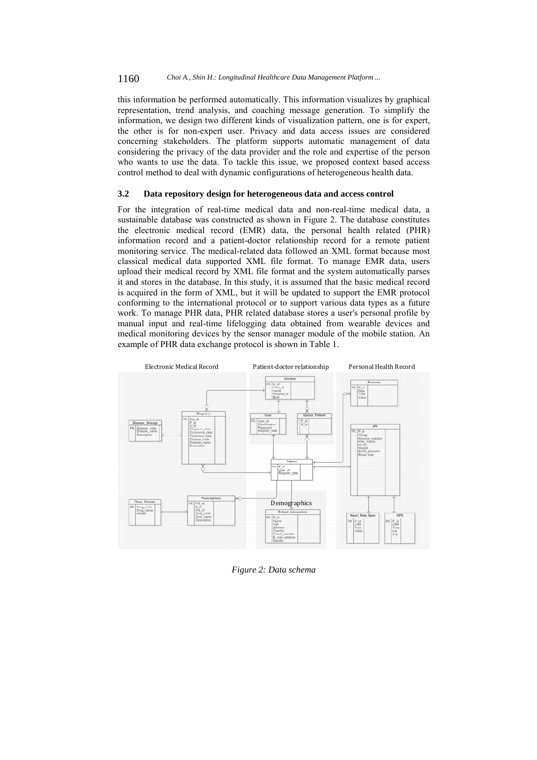this information be performed automatically. This information visualizes by graphical representation, trend analysis, and coaching message generation. To simplify the information, we design two different kinds of visualization pattern, one is for expert, the other is for non-expert user. Privacy and data access issues are considered concerning stakeholders. The platform supports automatic management of data considering the privacy of the data provider and the role and expertise of the person who wants to use the data. To tackle this issue, we proposed context based access control method to deal with dynamic configurations of heterogeneous health data.

### 3.2 Data repository design for heterogeneous data and access control

For the integration of real-time medical data and non-real-time medical data, a sustainable database was constructed as shown in Figure 2. The database constitutes the electronic medical record (EMR) data, the personal health related (PHR) information record and a patient-doctor relationship record for a remote patient monitoring service. The medical-related data followed an XML format because most classical medical data supported XML file format. To manage EMR data, users upload their medical record by XML file format and the system automatically parses it and stores in the database. In this study, it is assumed that the basic medical record is acquired in the form of XML, but it will be updated to support the EMR protocol conforming to the international protocol or to support various data types as a future work. To manage PHR data, PHR related database stores a user's personal profile by manual input and real-time lifelogging data obtained from wearable devices and medical monitoring devices by the sensor manager module of the mobile station. An example of PHR data exchange protocol is shown in Table 1.

*Figure 2: Data schema*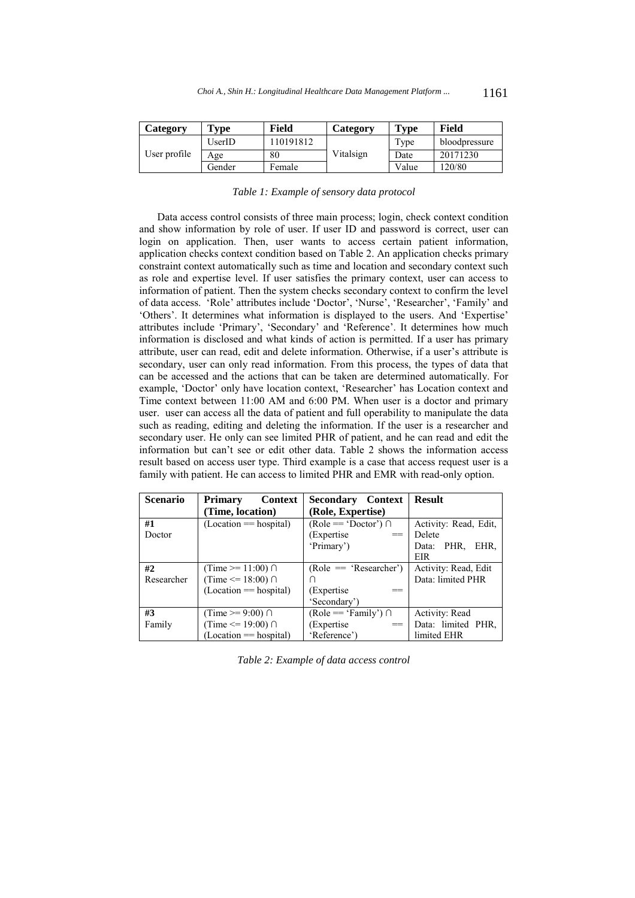| Category | Type | Field | Category | Type | Field |
|---|---|---|---|---|---|
| User profile | UserID | 110191812 | Vitalsign | Type | bloodpressure |
| | Age | 80 | | Date | 20171230 |
| | Gender | Female | | Value | 120/80 |

*Table 1: Example of sensory data protocol*

Data access control consists of three main process; login, check context condition and show information by role of user. If user ID and password is correct, user can login on application. Then, user wants to access certain patient information, application checks context condition based on Table 2. An application checks primary constraint context automatically such as time and location and secondary context such as role and expertise level. If user satisfies the primary context, user can access to information of patient. Then the system checks secondary context to confirm the level of data access. 'Role' attributes include 'Doctor', 'Nurse', 'Researcher', 'Family' and 'Others'. It determines what information is displayed to the users. And 'Expertise' attributes include 'Primary', 'Secondary' and 'Reference'. It determines how much information is disclosed and what kinds of action is permitted. If a user has primary attribute, user can read, edit and delete information. Otherwise, if a user's attribute is secondary, user can only read information. From this process, the types of data that can be accessed and the actions that can be taken are determined automatically. For example, 'Doctor' only have location context, 'Researcher' has Location context and Time context between 11:00 AM and 6:00 PM. When user is a doctor and primary user. user can access all the data of patient and full operability to manipulate the data such as reading, editing and deleting the information. If the user is a researcher and secondary user. He only can see limited PHR of patient, and he can read and edit the information but can't see or edit other data. Table 2 shows the information access result based on access user type. Third example is a case that access request user is a family with patient. He can access to limited PHR and EMR with read-only option.

| Scenario | Primary Context (Time, location) | Secondary Context (Role, Expertise) | Result |
|---|---|---|---|
| **#1** Doctor | (Location == hospital) | (Role == 'Doctor') ∩ (Expertise == 'Primary') | Activity: Read, Edit, Delete Data: PHR, EHR, EIR |
| **#2** Researcher | (Time >= 11:00) ∩ (Time <= 18:00) ∩ (Location == hospital) | (Role == 'Researcher') ∩ (Expertise == 'Secondary') | Activity: Read, Edit Data: limited PHR |
| **#3** Family | (Time >= 9:00) ∩ (Time <= 19:00) ∩ (Location == hospital) | (Role == 'Family') ∩ (Expertise == 'Reference') | Activity: Read Data: limited PHR, limited EHR |

*Table 2: Example of data access control*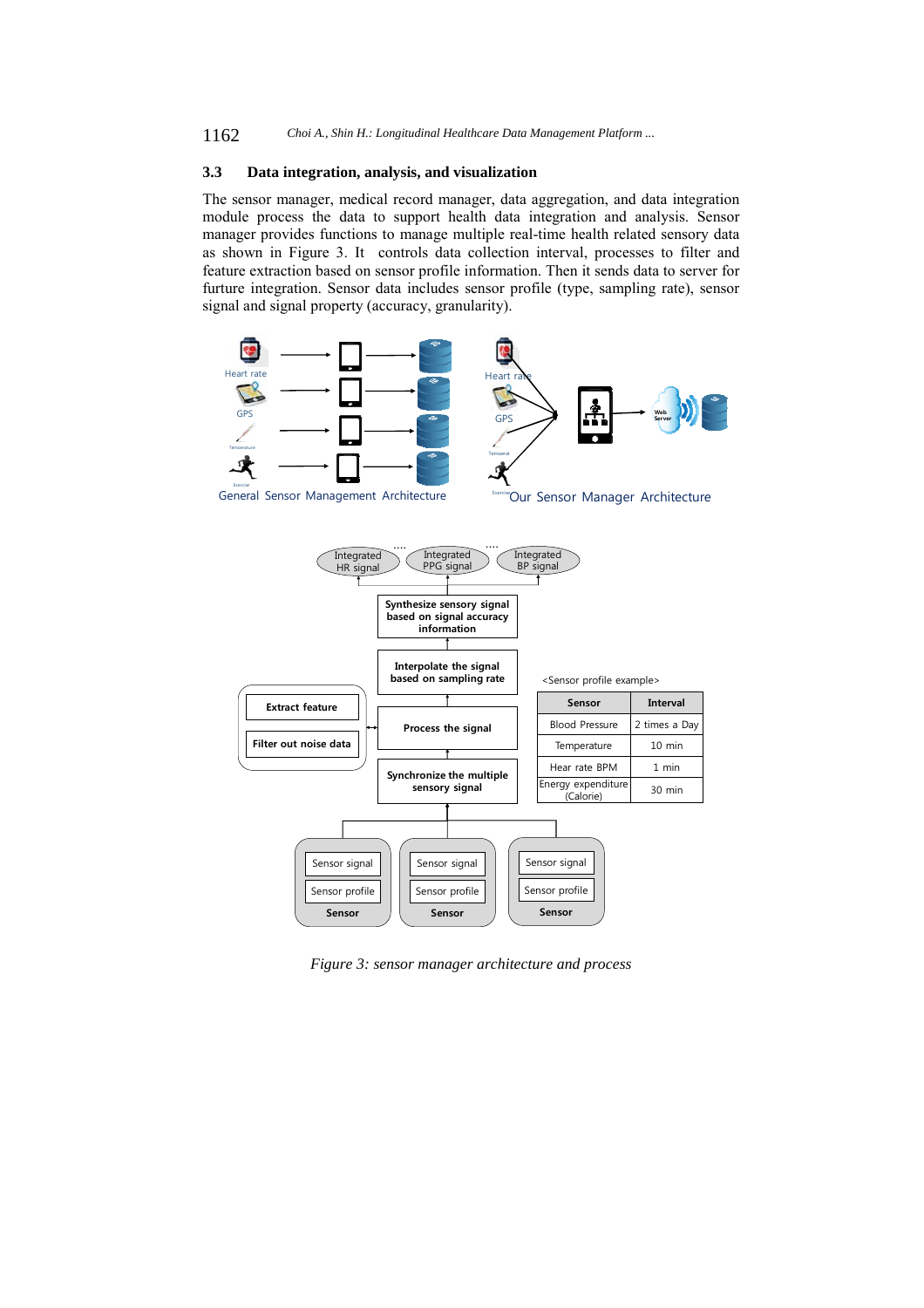### 3.3 Data integration, analysis, and visualization

The sensor manager, medical record manager, data aggregation, and data integration module process the data to support health data integration and analysis. Sensor manager provides functions to manage multiple real-time health related sensory data as shown in Figure 3. It controls data collection interval, processes to filter and feature extraction based on sensor profile information. Then it sends data to server for furture integration. Sensor data includes sensor profile (type, sampling rate), sensor signal and signal property (accuracy, granularity).

<Sensor profile example>

| Sensor | Interval |
|---|---|
| Blood Pressure | 2 times a Day |
| Temperature | 10 min |
| Hear rate BPM | 1 min |
| Energy expenditure (Calorie) | 30 min |

*Figure 3: sensor manager architecture and process*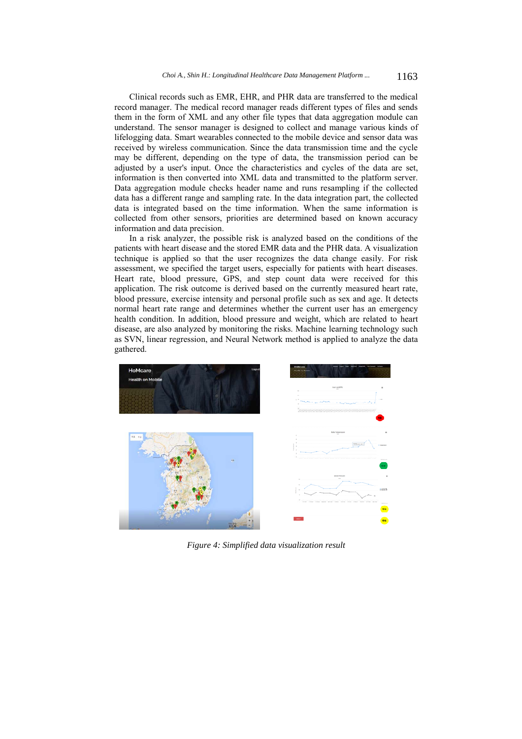Clinical records such as EMR, EHR, and PHR data are transferred to the medical record manager. The medical record manager reads different types of files and sends them in the form of XML and any other file types that data aggregation module can understand. The sensor manager is designed to collect and manage various kinds of lifelogging data. Smart wearables connected to the mobile device and sensor data was received by wireless communication. Since the data transmission time and the cycle may be different, depending on the type of data, the transmission period can be adjusted by a user's input. Once the characteristics and cycles of the data are set, information is then converted into XML data and transmitted to the platform server. Data aggregation module checks header name and runs resampling if the collected data has a different range and sampling rate. In the data integration part, the collected data is integrated based on the time information. When the same information is collected from other sensors, priorities are determined based on known accuracy information and data precision.

In a risk analyzer, the possible risk is analyzed based on the conditions of the patients with heart disease and the stored EMR data and the PHR data. A visualization technique is applied so that the user recognizes the data change easily. For risk assessment, we specified the target users, especially for patients with heart diseases. Heart rate, blood pressure, GPS, and step count data were received for this application. The risk outcome is derived based on the currently measured heart rate, blood pressure, exercise intensity and personal profile such as sex and age. It detects normal heart rate range and determines whether the current user has an emergency health condition. In addition, blood pressure and weight, which are related to heart disease, are also analyzed by monitoring the risks. Machine learning technology such as SVN, linear regression, and Neural Network method is applied to analyze the data gathered.

*Figure 4: Simplified data visualization result*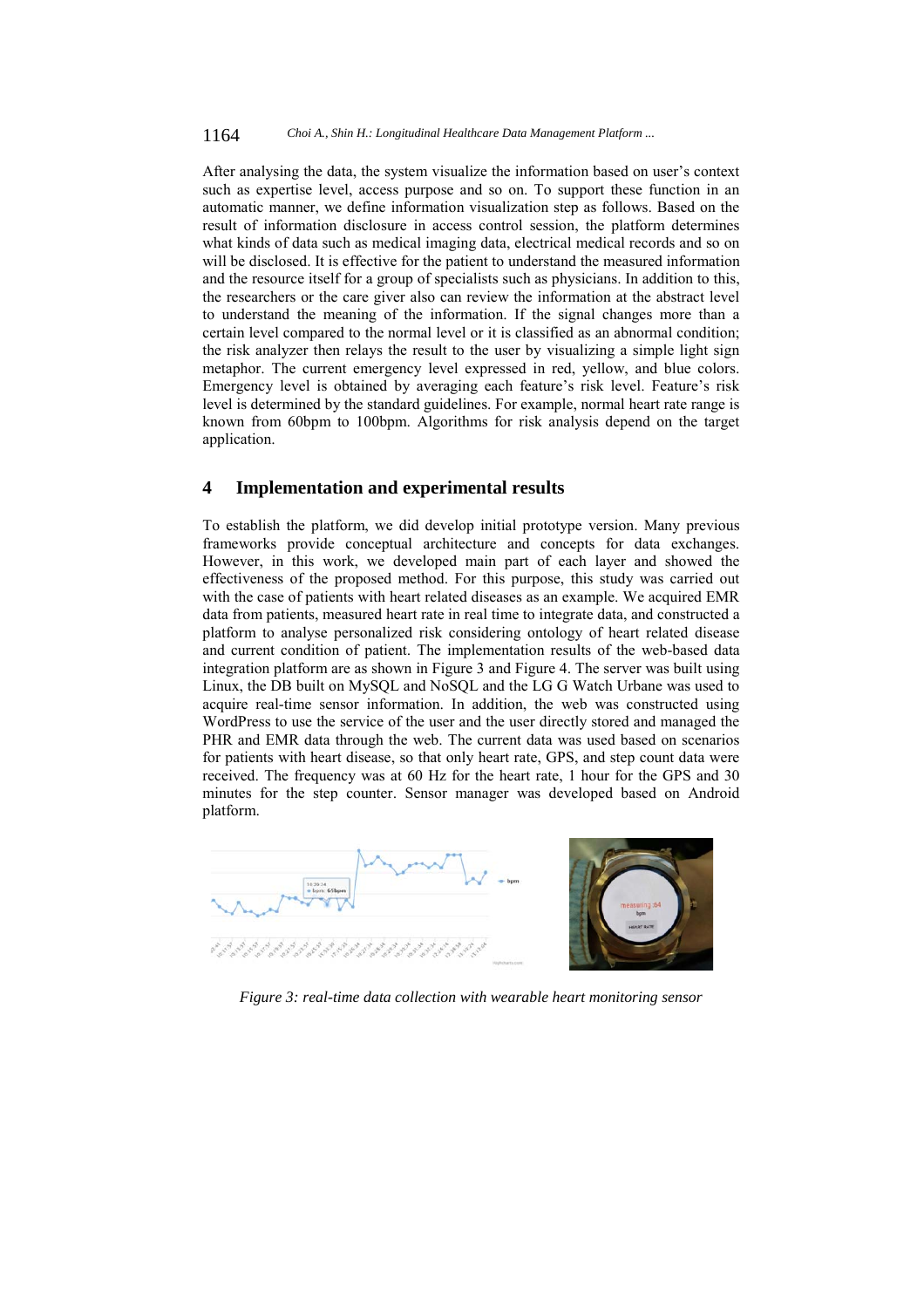After analysing the data, the system visualize the information based on user's context such as expertise level, access purpose and so on. To support these function in an automatic manner, we define information visualization step as follows. Based on the result of information disclosure in access control session, the platform determines what kinds of data such as medical imaging data, electrical medical records and so on will be disclosed. It is effective for the patient to understand the measured information and the resource itself for a group of specialists such as physicians. In addition to this, the researchers or the care giver also can review the information at the abstract level to understand the meaning of the information. If the signal changes more than a certain level compared to the normal level or it is classified as an abnormal condition; the risk analyzer then relays the result to the user by visualizing a simple light sign metaphor. The current emergency level expressed in red, yellow, and blue colors. Emergency level is obtained by averaging each feature's risk level. Feature's risk level is determined by the standard guidelines. For example, normal heart rate range is known from 60bpm to 100bpm. Algorithms for risk analysis depend on the target application.

## 4 Implementation and experimental results

To establish the platform, we did develop initial prototype version. Many previous frameworks provide conceptual architecture and concepts for data exchanges. However, in this work, we developed main part of each layer and showed the effectiveness of the proposed method. For this purpose, this study was carried out with the case of patients with heart related diseases as an example. We acquired EMR data from patients, measured heart rate in real time to integrate data, and constructed a platform to analyse personalized risk considering ontology of heart related disease and current condition of patient. The implementation results of the web-based data integration platform are as shown in Figure 3 and Figure 4. The server was built using Linux, the DB built on MySQL and NoSQL and the LG G Watch Urbane was used to acquire real-time sensor information. In addition, the web was constructed using WordPress to use the service of the user and the user directly stored and managed the PHR and EMR data through the web. The current data was used based on scenarios for patients with heart disease, so that only heart rate, GPS, and step count data were received. The frequency was at 60 Hz for the heart rate, 1 hour for the GPS and 30 minutes for the step counter. Sensor manager was developed based on Android platform.

*Figure 3: real-time data collection with wearable heart monitoring sensor*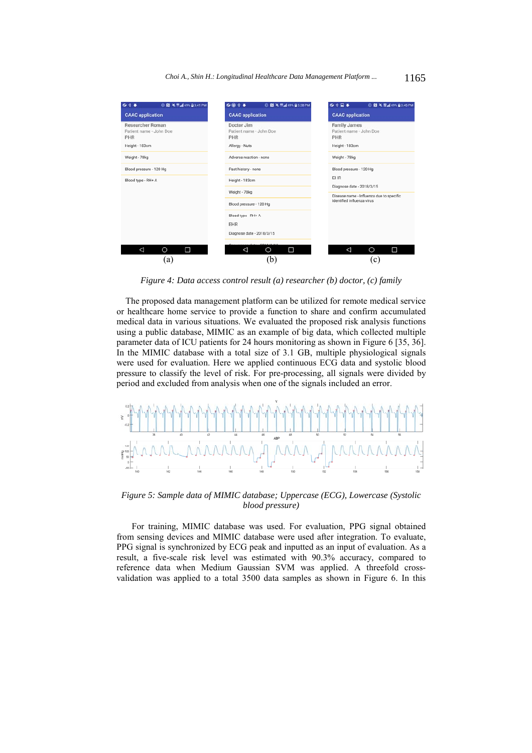*Figure 4: Data access control result (a) researcher (b) doctor, (c) family*

The proposed data management platform can be utilized for remote medical service or healthcare home service to provide a function to share and confirm accumulated medical data in various situations. We evaluated the proposed risk analysis functions using a public database, MIMIC as an example of big data, which collected multiple parameter data of ICU patients for 24 hours monitoring as shown in Figure 6 [35, 36]. In the MIMIC database with a total size of 3.1 GB, multiple physiological signals were used for evaluation. Here we applied continuous ECG data and systolic blood pressure to classify the level of risk. For pre-processing, all signals were divided by period and excluded from analysis when one of the signals included an error.

*Figure 5: Sample data of MIMIC database; Uppercase (ECG), Lowercase (Systolic blood pressure)*

For training, MIMIC database was used. For evaluation, PPG signal obtained from sensing devices and MIMIC database were used after integration. To evaluate, PPG signal is synchronized by ECG peak and inputted as an input of evaluation. As a result, a five-scale risk level was estimated with 90.3% accuracy, compared to reference data when Medium Gaussian SVM was applied. A threefold cross-validation was applied to a total 3500 data samples as shown in Figure 6. In this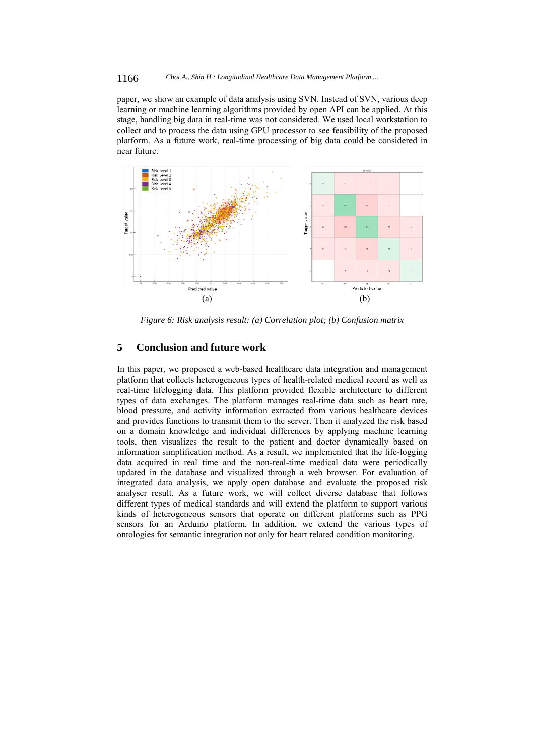paper, we show an example of data analysis using SVN. Instead of SVN, various deep learning or machine learning algorithms provided by open API can be applied. At this stage, handling big data in real-time was not considered. We used local workstation to collect and to process the data using GPU processor to see feasibility of the proposed platform. As a future work, real-time processing of big data could be considered in near future.

(a)

(b)

*Figure 6: Risk analysis result: (a) Correlation plot; (b) Confusion matrix*

## 5 Conclusion and future work

In this paper, we proposed a web-based healthcare data integration and management platform that collects heterogeneous types of health-related medical record as well as real-time lifelogging data. This platform provided flexible architecture to different types of data exchanges. The platform manages real-time data such as heart rate, blood pressure, and activity information extracted from various healthcare devices and provides functions to transmit them to the server. Then it analyzed the risk based on a domain knowledge and individual differences by applying machine learning tools, then visualizes the result to the patient and doctor dynamically based on information simplification method. As a result, we implemented that the life-logging data acquired in real time and the non-real-time medical data were periodically updated in the database and visualized through a web browser. For evaluation of integrated data analysis, we apply open database and evaluate the proposed risk analyser result. As a future work, we will collect diverse database that follows different types of medical standards and will extend the platform to support various kinds of heterogeneous sensors that operate on different platforms such as PPG sensors for an Arduino platform. In addition, we extend the various types of ontologies for semantic integration not only for heart related condition monitoring.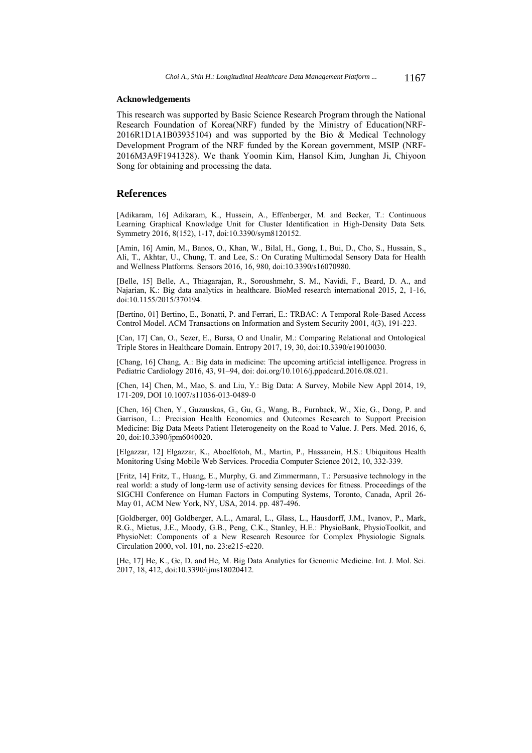### Acknowledgements

This research was supported by Basic Science Research Program through the National Research Foundation of Korea(NRF) funded by the Ministry of Education(NRF-2016R1D1A1B03935104) and was supported by the Bio & Medical Technology Development Program of the NRF funded by the Korean government, MSIP (NRF-2016M3A9F1941328). We thank Yoomin Kim, Hansol Kim, Junghan Ji, Chiyoon Song for obtaining and processing the data.

## References

[Adikaram, 16] Adikaram, K., Hussein, A., Effenberger, M. and Becker, T.: Continuous Learning Graphical Knowledge Unit for Cluster Identification in High-Density Data Sets. Symmetry 2016, 8(152), 1-17, doi:10.3390/sym8120152.

[Amin, 16] Amin, M., Banos, O., Khan, W., Bilal, H., Gong, I., Bui, D., Cho, S., Hussain, S., Ali, T., Akhtar, U., Chung, T. and Lee, S.: On Curating Multimodal Sensory Data for Health and Wellness Platforms. Sensors 2016, 16, 980, doi:10.3390/s16070980.

[Belle, 15] Belle, A., Thiagarajan, R., Soroushmehr, S. M., Navidi, F., Beard, D. A., and Najarian, K.: Big data analytics in healthcare. BioMed research international 2015, 2, 1-16, doi:10.1155/2015/370194.

[Bertino, 01] Bertino, E., Bonatti, P. and Ferrari, E.: TRBAC: A Temporal Role-Based Access Control Model. ACM Transactions on Information and System Security 2001, 4(3), 191-223.

[Can, 17] Can, O., Sezer, E., Bursa, O and Unalir, M.: Comparing Relational and Ontological Triple Stores in Healthcare Domain. Entropy 2017, 19, 30, doi:10.3390/e19010030.

[Chang, 16] Chang, A.: Big data in medicine: The upcoming artificial intelligence. Progress in Pediatric Cardiology 2016, 43, 91–94, doi: doi.org/10.1016/j.ppedcard.2016.08.021.

[Chen, 14] Chen, M., Mao, S. and Liu, Y.: Big Data: A Survey, Mobile New Appl 2014, 19, 171-209, DOI 10.1007/s11036-013-0489-0

[Chen, 16] Chen, Y., Guzauskas, G., Gu, G., Wang, B., Furnback, W., Xie, G., Dong, P. and Garrison, L.: Precision Health Economics and Outcomes Research to Support Precision Medicine: Big Data Meets Patient Heterogeneity on the Road to Value. J. Pers. Med. 2016, 6, 20, doi:10.3390/jpm6040020.

[Elgazzar, 12] Elgazzar, K., Aboelfotoh, M., Martin, P., Hassanein, H.S.: Ubiquitous Health Monitoring Using Mobile Web Services. Procedia Computer Science 2012, 10, 332-339.

[Fritz, 14] Fritz, T., Huang, E., Murphy, G. and Zimmermann, T.: Persuasive technology in the real world: a study of long-term use of activity sensing devices for fitness. Proceedings of the SIGCHI Conference on Human Factors in Computing Systems, Toronto, Canada, April 26-May 01, ACM New York, NY, USA, 2014. pp. 487-496.

[Goldberger, 00] Goldberger, A.L., Amaral, L., Glass, L., Hausdorff, J.M., Ivanov, P., Mark, R.G., Mietus, J.E., Moody, G.B., Peng, C.K., Stanley, H.E.: PhysioBank, PhysioToolkit, and PhysioNet: Components of a New Research Resource for Complex Physiologic Signals. Circulation 2000, vol. 101, no. 23:e215-e220.

[He, 17] He, K., Ge, D. and He, M. Big Data Analytics for Genomic Medicine. Int. J. Mol. Sci. 2017, 18, 412, doi:10.3390/ijms18020412.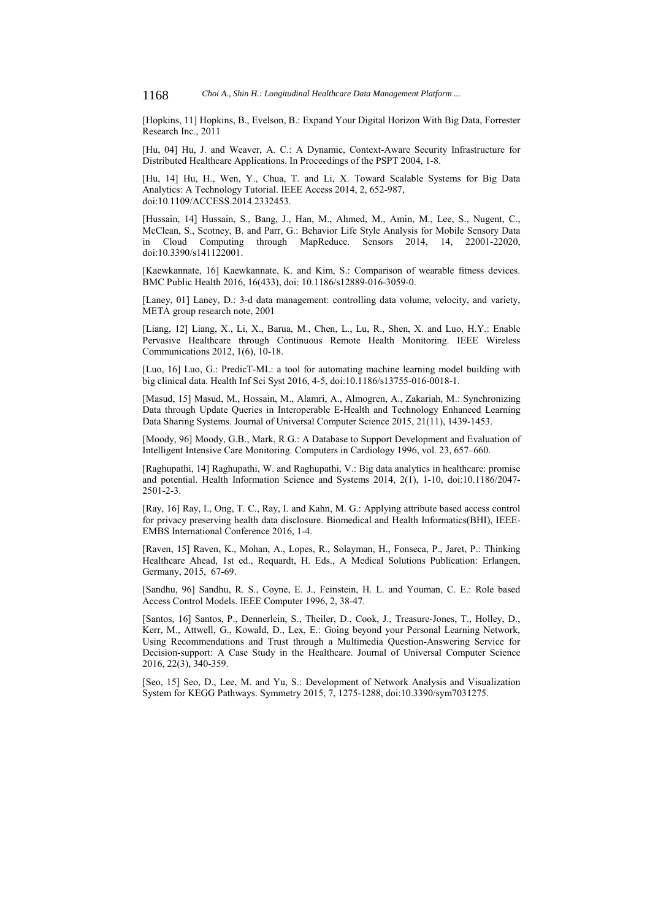[Hopkins, 11] Hopkins, B., Evelson, B.: Expand Your Digital Horizon With Big Data, Forrester Research Inc., 2011

[Hu, 04] Hu, J. and Weaver, A. C.: A Dynamic, Context-Aware Security Infrastructure for Distributed Healthcare Applications. In Proceedings of the PSPT 2004, 1-8.

[Hu, 14] Hu, H., Wen, Y., Chua, T. and Li, X. Toward Scalable Systems for Big Data Analytics: A Technology Tutorial. IEEE Access 2014, 2, 652-987, doi:10.1109/ACCESS.2014.2332453.

[Hussain, 14] Hussain, S., Bang, J., Han, M., Ahmed, M., Amin, M., Lee, S., Nugent, C., McClean, S., Scotney, B. and Parr, G.: Behavior Life Style Analysis for Mobile Sensory Data in Cloud Computing through MapReduce. Sensors 2014, 14, 22001-22020, doi:10.3390/s141122001.

[Kaewkannate, 16] Kaewkannate, K. and Kim, S.: Comparison of wearable fitness devices. BMC Public Health 2016, 16(433), doi: 10.1186/s12889-016-3059-0.

[Laney, 01] Laney, D.: 3-d data management: controlling data volume, velocity, and variety, META group research note, 2001

[Liang, 12] Liang, X., Li, X., Barua, M., Chen, L., Lu, R., Shen, X. and Luo, H.Y.: Enable Pervasive Healthcare through Continuous Remote Health Monitoring. IEEE Wireless Communications 2012, 1(6), 10-18.

[Luo, 16] Luo, G.: PredicT-ML: a tool for automating machine learning model building with big clinical data. Health Inf Sci Syst 2016, 4-5, doi:10.1186/s13755-016-0018-1.

[Masud, 15] Masud, M., Hossain, M., Alamri, A., Almogren, A., Zakariah, M.: Synchronizing Data through Update Queries in Interoperable E-Health and Technology Enhanced Learning Data Sharing Systems. Journal of Universal Computer Science 2015, 21(11), 1439-1453.

[Moody, 96] Moody, G.B., Mark, R.G.: A Database to Support Development and Evaluation of Intelligent Intensive Care Monitoring. Computers in Cardiology 1996, vol. 23, 657–660.

[Raghupathi, 14] Raghupathi, W. and Raghupathi, V.: Big data analytics in healthcare: promise and potential. Health Information Science and Systems 2014, 2(1), 1-10, doi:10.1186/2047-2501-2-3.

[Ray, 16] Ray, I., Ong, T. C., Ray, I. and Kahn, M. G.: Applying attribute based access control for privacy preserving health data disclosure. Biomedical and Health Informatics(BHI), IEEE-EMBS International Conference 2016, 1-4.

[Raven, 15] Raven, K., Mohan, A., Lopes, R., Solayman, H., Fonseca, P., Jaret, P.: Thinking Healthcare Ahead, 1st ed., Requardt, H. Eds., A Medical Solutions Publication: Erlangen, Germany, 2015, 67-69.

[Sandhu, 96] Sandhu, R. S., Coyne, E. J., Feinstein, H. L. and Youman, C. E.: Role based Access Control Models. IEEE Computer 1996, 2, 38-47.

[Santos, 16] Santos, P., Dennerlein, S., Theiler, D., Cook, J., Treasure-Jones, T., Holley, D., Kerr, M., Attwell, G., Kowald, D., Lex, E.: Going beyond your Personal Learning Network, Using Recommendations and Trust through a Multimedia Question-Answering Service for Decision-support: A Case Study in the Healthcare. Journal of Universal Computer Science 2016, 22(3), 340-359.

[Seo, 15] Seo, D., Lee, M. and Yu, S.: Development of Network Analysis and Visualization System for KEGG Pathways. Symmetry 2015, 7, 1275-1288, doi:10.3390/sym7031275.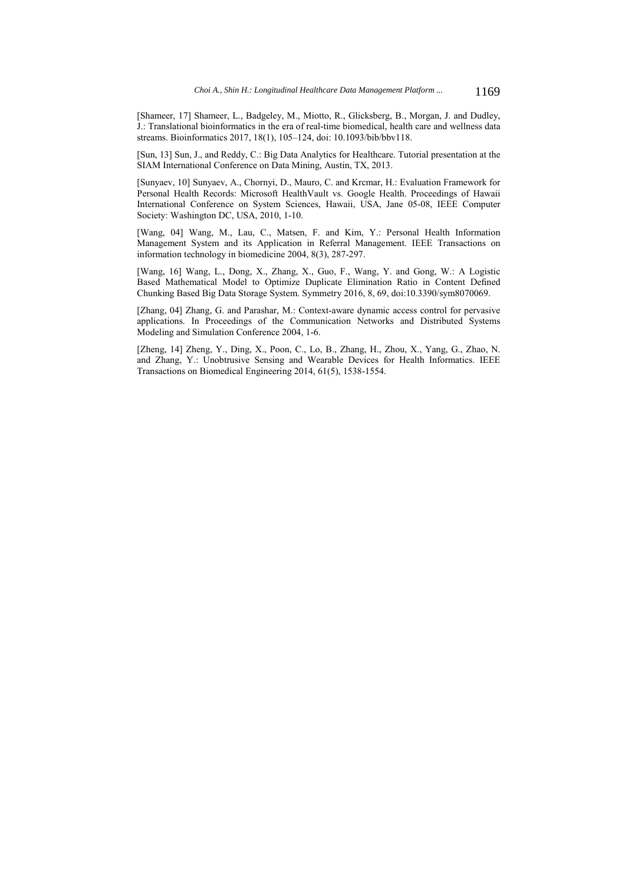[Shameer, 17] Shameer, L., Badgeley, M., Miotto, R., Glicksberg, B., Morgan, J. and Dudley, J.: Translational bioinformatics in the era of real-time biomedical, health care and wellness data streams. Bioinformatics 2017, 18(1), 105–124, doi: 10.1093/bib/bbv118.

[Sun, 13] Sun, J., and Reddy, C.: Big Data Analytics for Healthcare. Tutorial presentation at the SIAM International Conference on Data Mining, Austin, TX, 2013.

[Sunyaev, 10] Sunyaev, A., Chornyi, D., Mauro, C. and Krcmar, H.: Evaluation Framework for Personal Health Records: Microsoft HealthVault vs. Google Health. Proceedings of Hawaii International Conference on System Sciences, Hawaii, USA, Jane 05-08, IEEE Computer Society: Washington DC, USA, 2010, 1-10.

[Wang, 04] Wang, M., Lau, C., Matsen, F. and Kim, Y.: Personal Health Information Management System and its Application in Referral Management. IEEE Transactions on information technology in biomedicine 2004, 8(3), 287-297.

[Wang, 16] Wang, L., Dong, X., Zhang, X., Guo, F., Wang, Y. and Gong, W.: A Logistic Based Mathematical Model to Optimize Duplicate Elimination Ratio in Content Defined Chunking Based Big Data Storage System. Symmetry 2016, 8, 69, doi:10.3390/sym8070069.

[Zhang, 04] Zhang, G. and Parashar, M.: Context-aware dynamic access control for pervasive applications. In Proceedings of the Communication Networks and Distributed Systems Modeling and Simulation Conference 2004, 1-6.

[Zheng, 14] Zheng, Y., Ding, X., Poon, C., Lo, B., Zhang, H., Zhou, X., Yang, G., Zhao, N. and Zhang, Y.: Unobtrusive Sensing and Wearable Devices for Health Informatics. IEEE Transactions on Biomedical Engineering 2014, 61(5), 1538-1554.